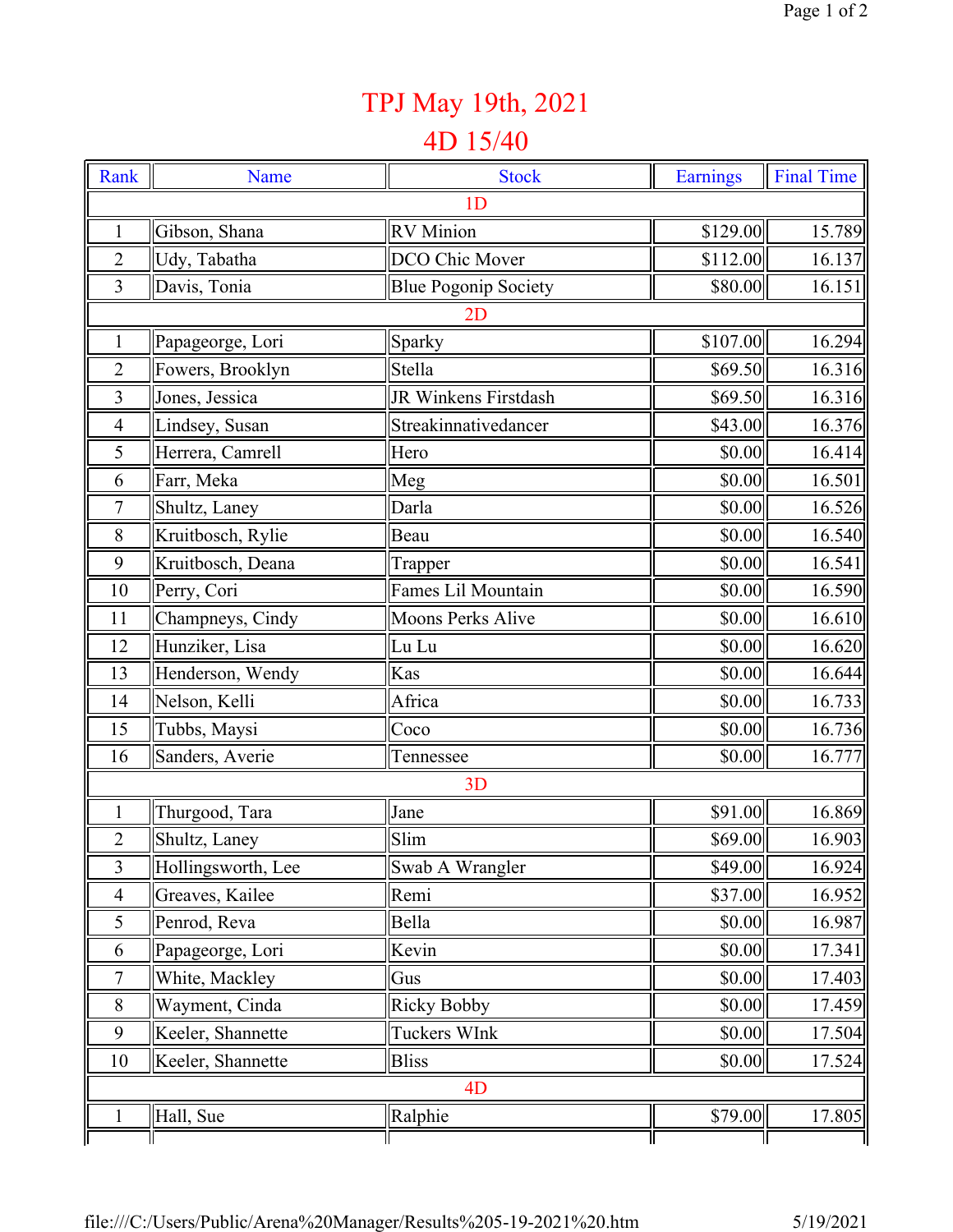# TPJ May 19th, 2021

## 4D 15/40

| Rank | Name | Stock | Earnings | Final Time |
|---|---|---|---|---|
| | | 1D | | |
| 1 | Gibson, Shana | RV Minion | $129.00 | 15.789 |
| 2 | Udy, Tabatha | DCO Chic Mover | $112.00 | 16.137 |
| 3 | Davis, Tonia | Blue Pogonip Society | $80.00 | 16.151 |
| | | 2D | | |
| 1 | Papageorge, Lori | Sparky | $107.00 | 16.294 |
| 2 | Fowers, Brooklyn | Stella | $69.50 | 16.316 |
| 3 | Jones, Jessica | JR Winkens Firstdash | $69.50 | 16.316 |
| 4 | Lindsey, Susan | Streakinnativedancer | $43.00 | 16.376 |
| 5 | Herrera, Camrell | Hero | $0.00 | 16.414 |
| 6 | Farr, Meka | Meg | $0.00 | 16.501 |
| 7 | Shultz, Laney | Darla | $0.00 | 16.526 |
| 8 | Kruitbosch, Rylie | Beau | $0.00 | 16.540 |
| 9 | Kruitbosch, Deana | Trapper | $0.00 | 16.541 |
| 10 | Perry, Cori | Fames Lil Mountain | $0.00 | 16.590 |
| 11 | Champneys, Cindy | Moons Perks Alive | $0.00 | 16.610 |
| 12 | Hunziker, Lisa | Lu Lu | $0.00 | 16.620 |
| 13 | Henderson, Wendy | Kas | $0.00 | 16.644 |
| 14 | Nelson, Kelli | Africa | $0.00 | 16.733 |
| 15 | Tubbs, Maysi | Coco | $0.00 | 16.736 |
| 16 | Sanders, Averie | Tennessee | $0.00 | 16.777 |
| | | 3D | | |
| 1 | Thurgood, Tara | Jane | $91.00 | 16.869 |
| 2 | Shultz, Laney | Slim | $69.00 | 16.903 |
| 3 | Hollingsworth, Lee | Swab A Wrangler | $49.00 | 16.924 |
| 4 | Greaves, Kailee | Remi | $37.00 | 16.952 |
| 5 | Penrod, Reva | Bella | $0.00 | 16.987 |
| 6 | Papageorge, Lori | Kevin | $0.00 | 17.341 |
| 7 | White, Mackley | Gus | $0.00 | 17.403 |
| 8 | Wayment, Cinda | Ricky Bobby | $0.00 | 17.459 |
| 9 | Keeler, Shannette | Tuckers WInk | $0.00 | 17.504 |
| 10 | Keeler, Shannette | Bliss | $0.00 | 17.524 |
| | | 4D | | |
| 1 | Hall, Sue | Ralphie | $79.00 | 17.805 |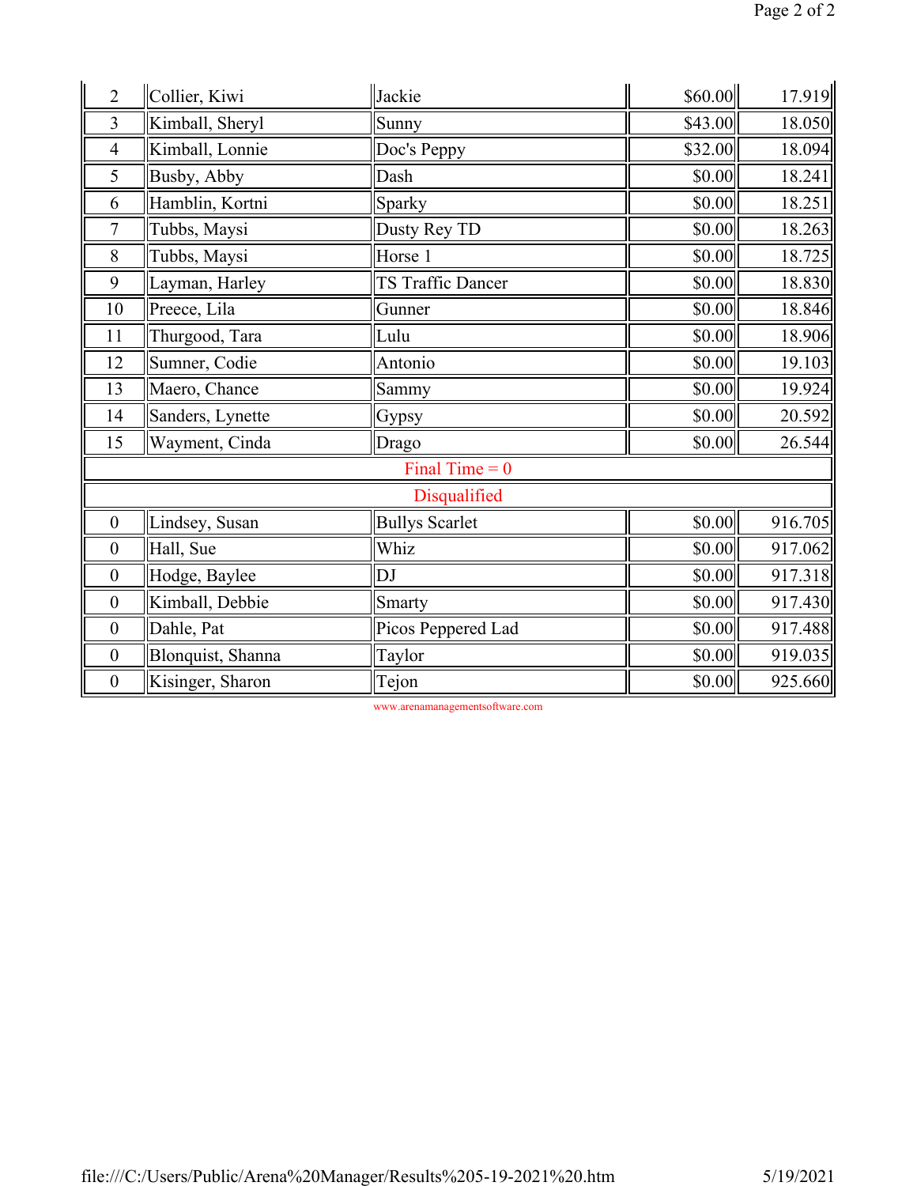| | | | | |
|---|---|---|---|---|
| 2 | Collier, Kiwi | Jackie | $60.00 | 17.919 |
| 3 | Kimball, Sheryl | Sunny | $43.00 | 18.050 |
| 4 | Kimball, Lonnie | Doc's Peppy | $32.00 | 18.094 |
| 5 | Busby, Abby | Dash | $0.00 | 18.241 |
| 6 | Hamblin, Kortni | Sparky | $0.00 | 18.251 |
| 7 | Tubbs, Maysi | Dusty Rey TD | $0.00 | 18.263 |
| 8 | Tubbs, Maysi | Horse 1 | $0.00 | 18.725 |
| 9 | Layman, Harley | TS Traffic Dancer | $0.00 | 18.830 |
| 10 | Preece, Lila | Gunner | $0.00 | 18.846 |
| 11 | Thurgood, Tara | Lulu | $0.00 | 18.906 |
| 12 | Sumner, Codie | Antonio | $0.00 | 19.103 |
| 13 | Maero, Chance | Sammy | $0.00 | 19.924 |
| 14 | Sanders, Lynette | Gypsy | $0.00 | 20.592 |
| 15 | Wayment, Cinda | Drago | $0.00 | 26.544 |
| Final Time = 0 | | | | |
| Disqualified | | | | |
| 0 | Lindsey, Susan | Bullys Scarlet | $0.00 | 916.705 |
| 0 | Hall, Sue | Whiz | $0.00 | 917.062 |
| 0 | Hodge, Baylee | DJ | $0.00 | 917.318 |
| 0 | Kimball, Debbie | Smarty | $0.00 | 917.430 |
| 0 | Dahle, Pat | Picos Peppered Lad | $0.00 | 917.488 |
| 0 | Blonquist, Shanna | Taylor | $0.00 | 919.035 |
| 0 | Kisinger, Sharon | Tejon | $0.00 | 925.660 |

www.arenamanagementsoftware.com